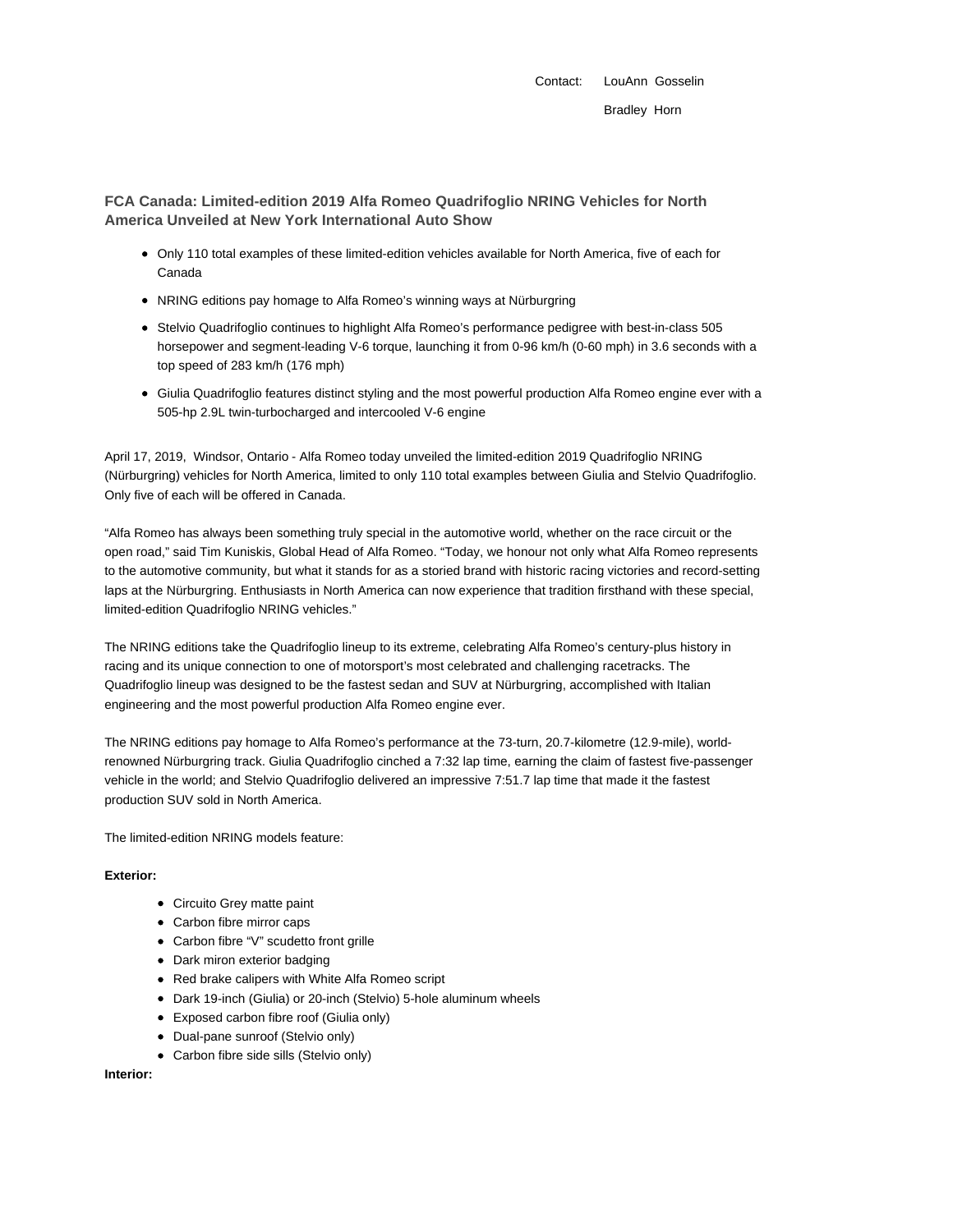Contact: LouAnn Gosselin

Bradley Horn

## FCA Canada: Limited-edition 2019 Alfa Romeo Quadrifoglio NRING Vehicles for North America Unveiled at New York International Auto Show

- Only 110 total examples of these limited-edition vehicles available for North America, five of each for Canada
- NRING editions pay homage to Alfa Romeo's winning ways at Nürburgring
- Stelvio Quadrifoglio continues to highlight Alfa Romeo's performance pedigree with best-in-class 505 horsepower and segment-leading V-6 torque, launching it from 0-96 km/h (0-60 mph) in 3.6 seconds with a top speed of 283 km/h (176 mph)
- Giulia Quadrifoglio features distinct styling and the most powerful production Alfa Romeo engine ever with a 505-hp 2.9L twin-turbocharged and intercooled V-6 engine

April 17, 2019, Windsor, Ontario - Alfa Romeo today unveiled the limited-edition 2019 Quadrifoglio NRING (Nürburgring) vehicles for North America, limited to only 110 total examples between Giulia and Stelvio Quadrifoglio. Only five of each will be offered in Canada.

"Alfa Romeo has always been something truly special in the automotive world, whether on the race circuit or the open road," said Tim Kuniskis, Global Head of Alfa Romeo. "Today, we honour not only what Alfa Romeo represents to the automotive community, but what it stands for as a storied brand with historic racing victories and record-setting laps at the Nürburgring. Enthusiasts in North America can now experience that tradition firsthand with these special, limited-edition Quadrifoglio NRING vehicles."

The NRING editions take the Quadrifoglio lineup to its extreme, celebrating Alfa Romeo's century-plus history in racing and its unique connection to one of motorsport's most celebrated and challenging racetracks. The Quadrifoglio lineup was designed to be the fastest sedan and SUV at Nürburgring, accomplished with Italian engineering and the most powerful production Alfa Romeo engine ever.

The NRING editions pay homage to Alfa Romeo's performance at the 73-turn, 20.7-kilometre (12.9-mile), world-renowned Nürburgring track. Giulia Quadrifoglio cinched a 7:32 lap time, earning the claim of fastest five-passenger vehicle in the world; and Stelvio Quadrifoglio delivered an impressive 7:51.7 lap time that made it the fastest production SUV sold in North America.

The limited-edition NRING models feature:

**Exterior:**

- Circuito Grey matte paint
- Carbon fibre mirror caps
- Carbon fibre "V" scudetto front grille
- Dark miron exterior badging
- Red brake calipers with White Alfa Romeo script
- Dark 19-inch (Giulia) or 20-inch (Stelvio) 5-hole aluminum wheels
- Exposed carbon fibre roof (Giulia only)
- Dual-pane sunroof (Stelvio only)
- Carbon fibre side sills (Stelvio only)

**Interior:**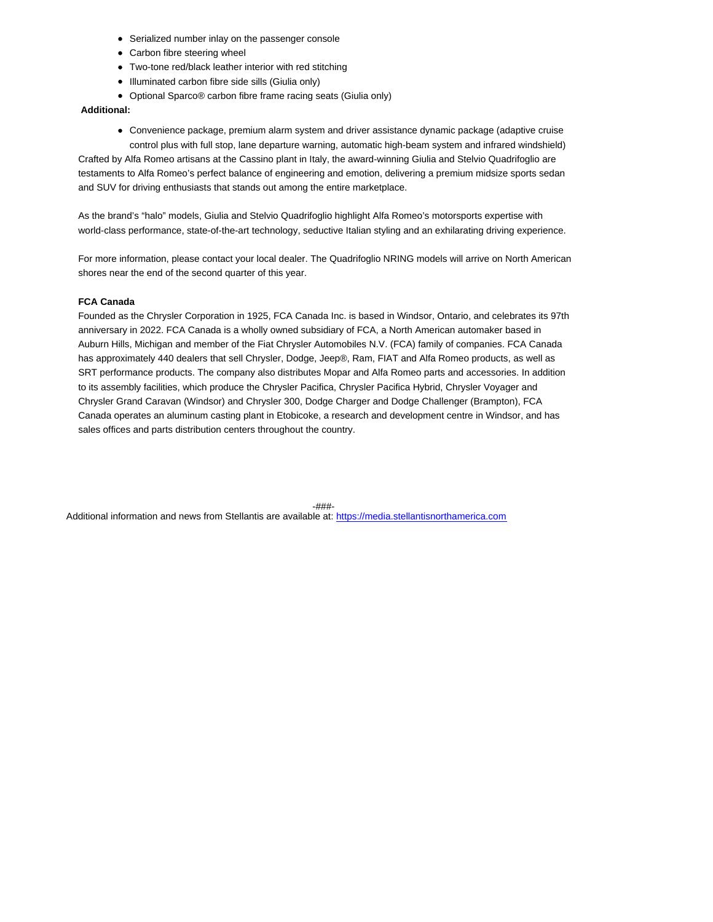- Serialized number inlay on the passenger console
- Carbon fibre steering wheel
- Two-tone red/black leather interior with red stitching
- Illuminated carbon fibre side sills (Giulia only)
- Optional Sparco® carbon fibre frame racing seats (Giulia only)

**Additional:**

- Convenience package, premium alarm system and driver assistance dynamic package (adaptive cruise control plus with full stop, lane departure warning, automatic high-beam system and infrared windshield)

Crafted by Alfa Romeo artisans at the Cassino plant in Italy, the award-winning Giulia and Stelvio Quadrifoglio are testaments to Alfa Romeo's perfect balance of engineering and emotion, delivering a premium midsize sports sedan and SUV for driving enthusiasts that stands out among the entire marketplace.

As the brand's "halo" models, Giulia and Stelvio Quadrifoglio highlight Alfa Romeo's motorsports expertise with world-class performance, state-of-the-art technology, seductive Italian styling and an exhilarating driving experience.

For more information, please contact your local dealer. The Quadrifoglio NRING models will arrive on North American shores near the end of the second quarter of this year.

**FCA Canada**

Founded as the Chrysler Corporation in 1925, FCA Canada Inc. is based in Windsor, Ontario, and celebrates its 97th anniversary in 2022. FCA Canada is a wholly owned subsidiary of FCA, a North American automaker based in Auburn Hills, Michigan and member of the Fiat Chrysler Automobiles N.V. (FCA) family of companies. FCA Canada has approximately 440 dealers that sell Chrysler, Dodge, Jeep®, Ram, FIAT and Alfa Romeo products, as well as SRT performance products. The company also distributes Mopar and Alfa Romeo parts and accessories. In addition to its assembly facilities, which produce the Chrysler Pacifica, Chrysler Pacifica Hybrid, Chrysler Voyager and Chrysler Grand Caravan (Windsor) and Chrysler 300, Dodge Charger and Dodge Challenger (Brampton), FCA Canada operates an aluminum casting plant in Etobicoke, a research and development centre in Windsor, and has sales offices and parts distribution centers throughout the country.

-###-

Additional information and news from Stellantis are available at: https://media.stellantisnorthamerica.com